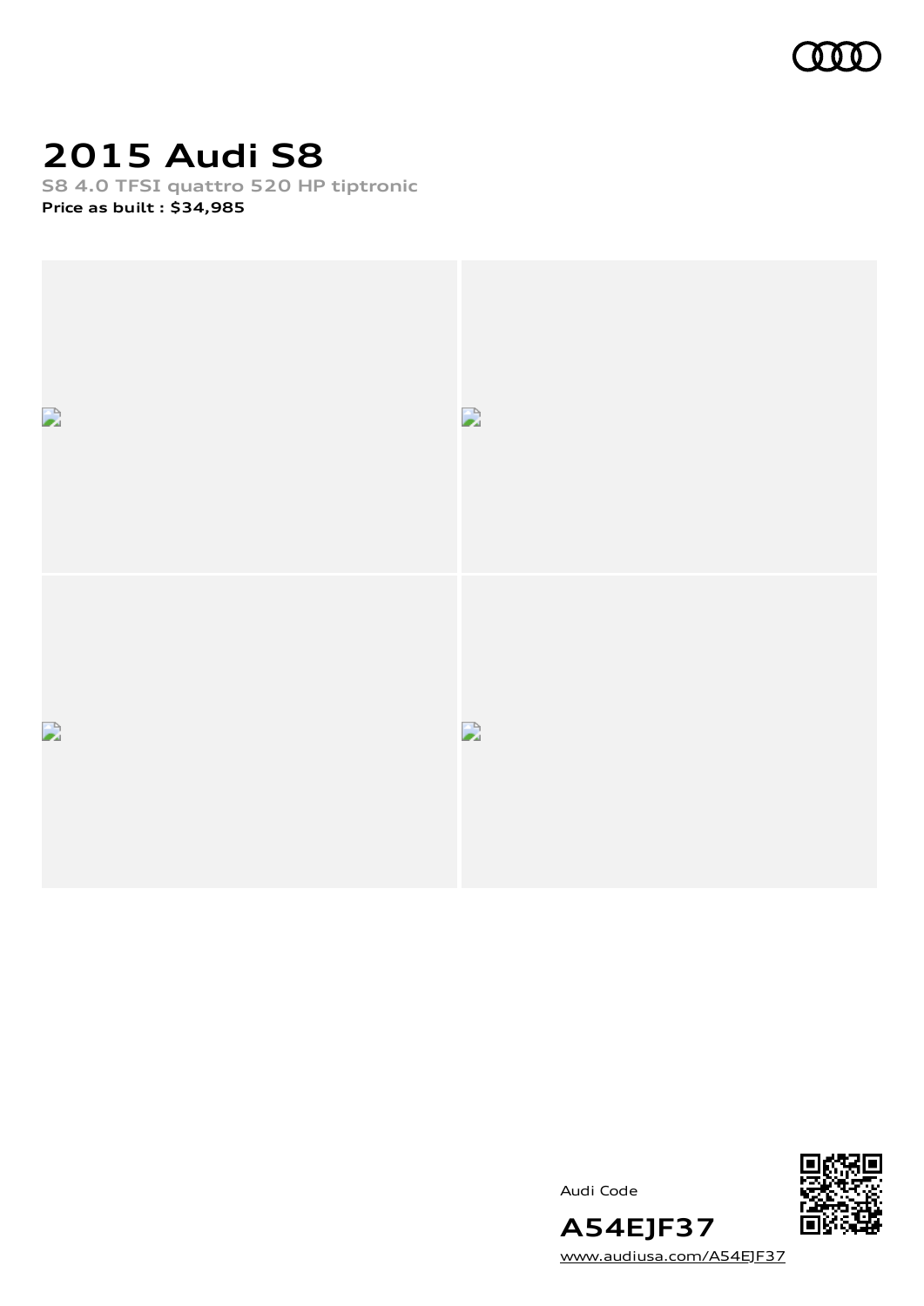# 2015 Audi S8

S8 4.0 TFSI quattro 520 HP tiptronic

**Price as built : $34,985**

Audi Code

**A54EJF37**

www.audiusa.com/A54EJF37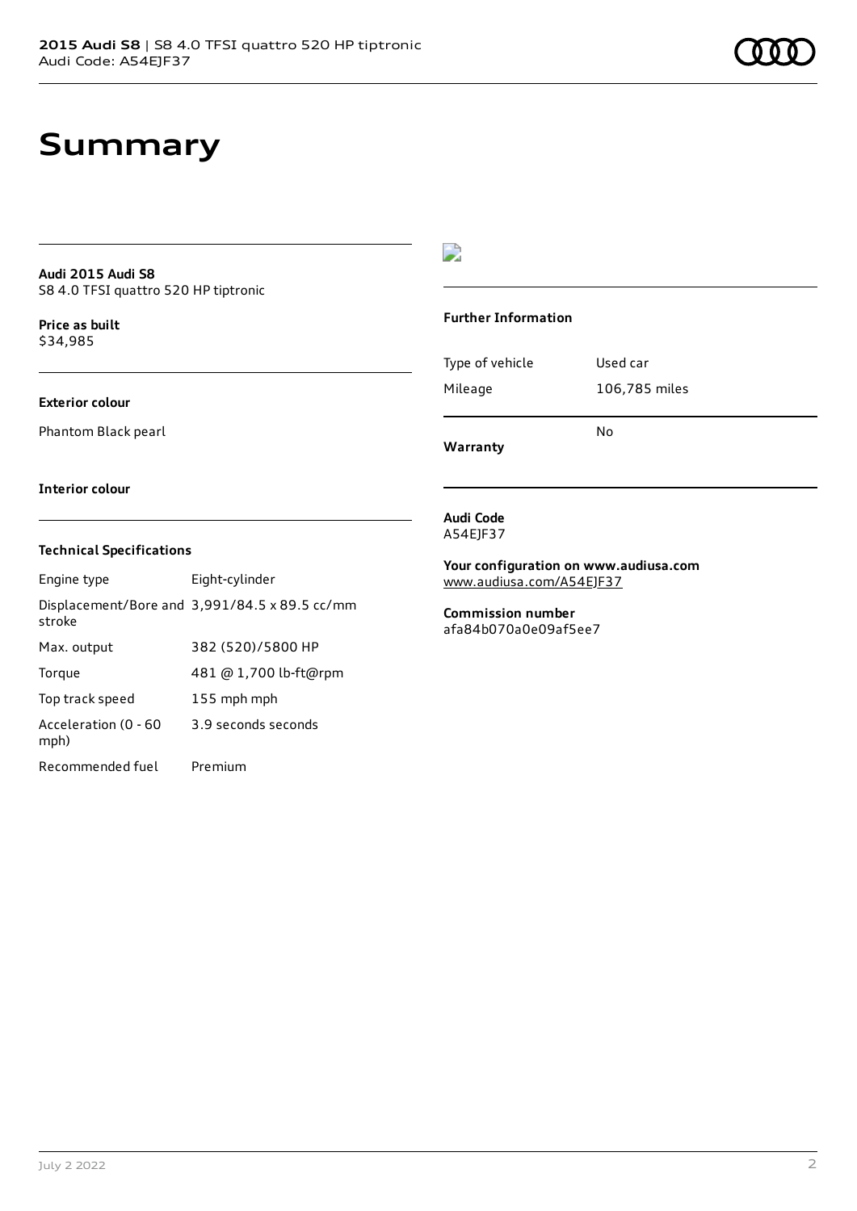# Summary

**Audi 2015 Audi S8**
S8 4.0 TFSI quattro 520 HP tiptronic

**Price as built**
$34,985

**Exterior colour**

Phantom Black pearl

**Interior colour**

**Technical Specifications**

| | |
|---|---|
| Engine type | Eight-cylinder |
| Displacement/Bore and stroke | 3,991/84.5 x 89.5 cc/mm |
| Max. output | 382 (520)/5800 HP |
| Torque | 481 @ 1,700 lb-ft@rpm |
| Top track speed | 155 mph mph |
| Acceleration (0 - 60 mph) | 3.9 seconds seconds |
| Recommended fuel | Premium |

**Further Information**

| | |
|---|---|
| Type of vehicle | Used car |
| Mileage | 106,785 miles |
| **Warranty** | No |

**Audi Code**
A54EJF37

**Your configuration on www.audiusa.com**
www.audiusa.com/A54EJF37

**Commission number**
afa84b070a0e09af5ee7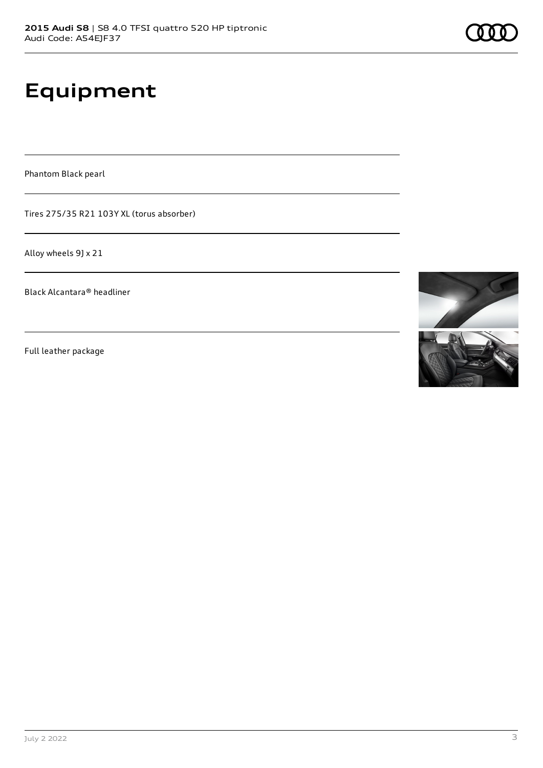# Equipment

Phantom Black pearl

Tires 275/35 R21 103Y XL (torus absorber)

Alloy wheels 9J x 21

Black Alcantara® headliner

Full leather package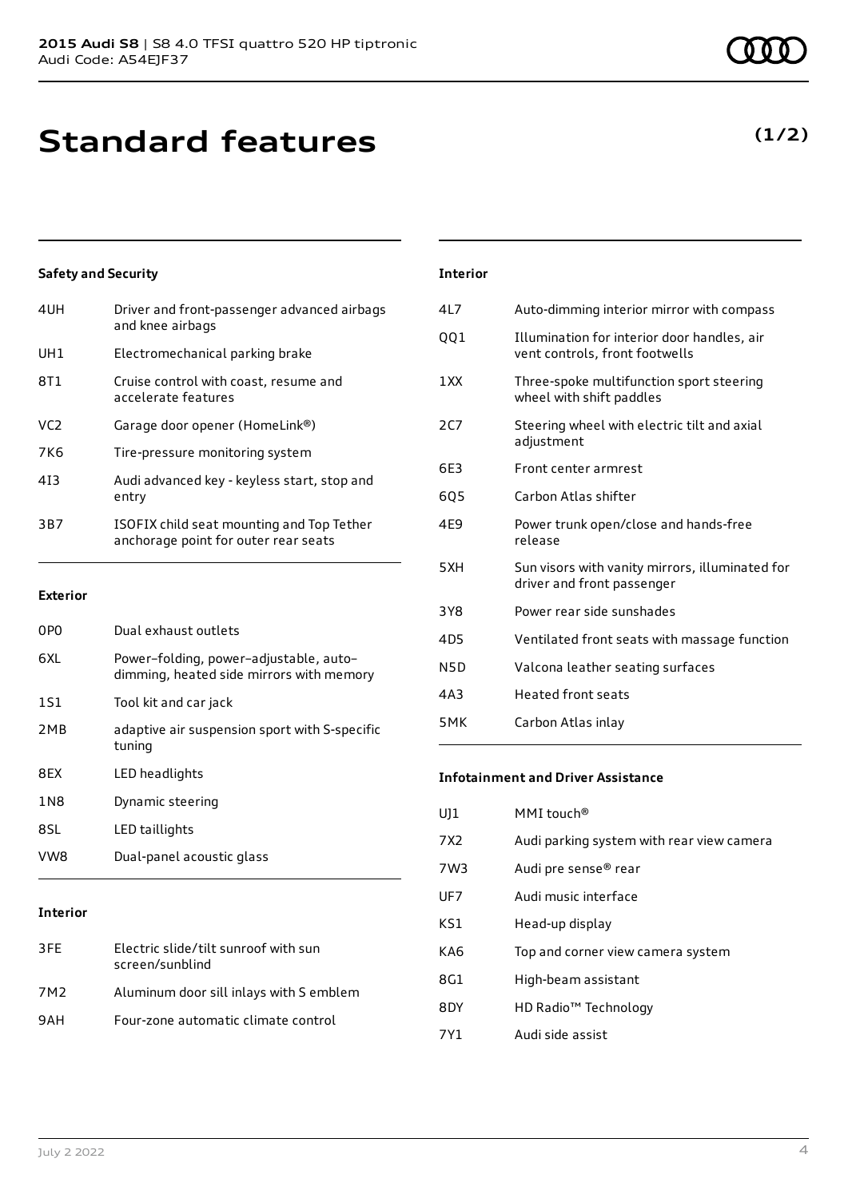# Standard features

**(1/2)**

### Safety and Security

| | |
|---|---|
| 4UH | Driver and front-passenger advanced airbags and knee airbags |
| UH1 | Electromechanical parking brake |
| 8T1 | Cruise control with coast, resume and accelerate features |
| VC2 | Garage door opener (HomeLink®) |
| 7K6 | Tire-pressure monitoring system |
| 4I3 | Audi advanced key - keyless start, stop and entry |
| 3B7 | ISOFIX child seat mounting and Top Tether anchorage point for outer rear seats |

### Exterior

| | |
|---|---|
| 0P0 | Dual exhaust outlets |
| 6XL | Power–folding, power–adjustable, auto–dimming, heated side mirrors with memory |
| 1S1 | Tool kit and car jack |
| 2MB | adaptive air suspension sport with S-specific tuning |
| 8EX | LED headlights |
| 1N8 | Dynamic steering |
| 8SL | LED taillights |
| VW8 | Dual-panel acoustic glass |

### Interior

| | |
|---|---|
| 3FE | Electric slide/tilt sunroof with sun screen/sunblind |
| 7M2 | Aluminum door sill inlays with S emblem |
| 9AH | Four-zone automatic climate control |
| 4L7 | Auto-dimming interior mirror with compass |
| QQ1 | Illumination for interior door handles, air vent controls, front footwells |
| 1XX | Three-spoke multifunction sport steering wheel with shift paddles |
| 2C7 | Steering wheel with electric tilt and axial adjustment |
| 6E3 | Front center armrest |
| 6Q5 | Carbon Atlas shifter |
| 4E9 | Power trunk open/close and hands-free release |
| 5XH | Sun visors with vanity mirrors, illuminated for driver and front passenger |
| 3Y8 | Power rear side sunshades |
| 4D5 | Ventilated front seats with massage function |
| N5D | Valcona leather seating surfaces |
| 4A3 | Heated front seats |
| 5MK | Carbon Atlas inlay |

### Infotainment and Driver Assistance

| | |
|---|---|
| UJ1 | MMI touch® |
| 7X2 | Audi parking system with rear view camera |
| 7W3 | Audi pre sense® rear |
| UF7 | Audi music interface |
| KS1 | Head-up display |
| KA6 | Top and corner view camera system |
| 8G1 | High-beam assistant |
| 8DY | HD Radio™ Technology |
| 7Y1 | Audi side assist |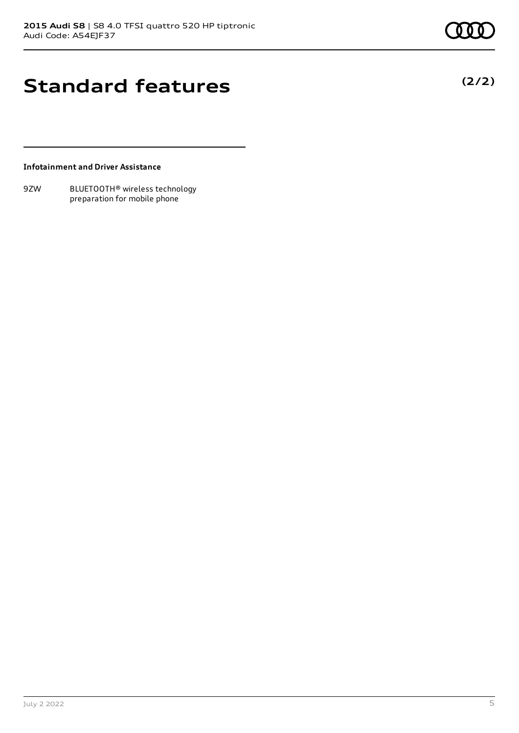# Standard features

**(2/2)**

**Infotainment and Driver Assistance**

| | |
|---|---|
| 9ZW | BLUETOOTH® wireless technology preparation for mobile phone |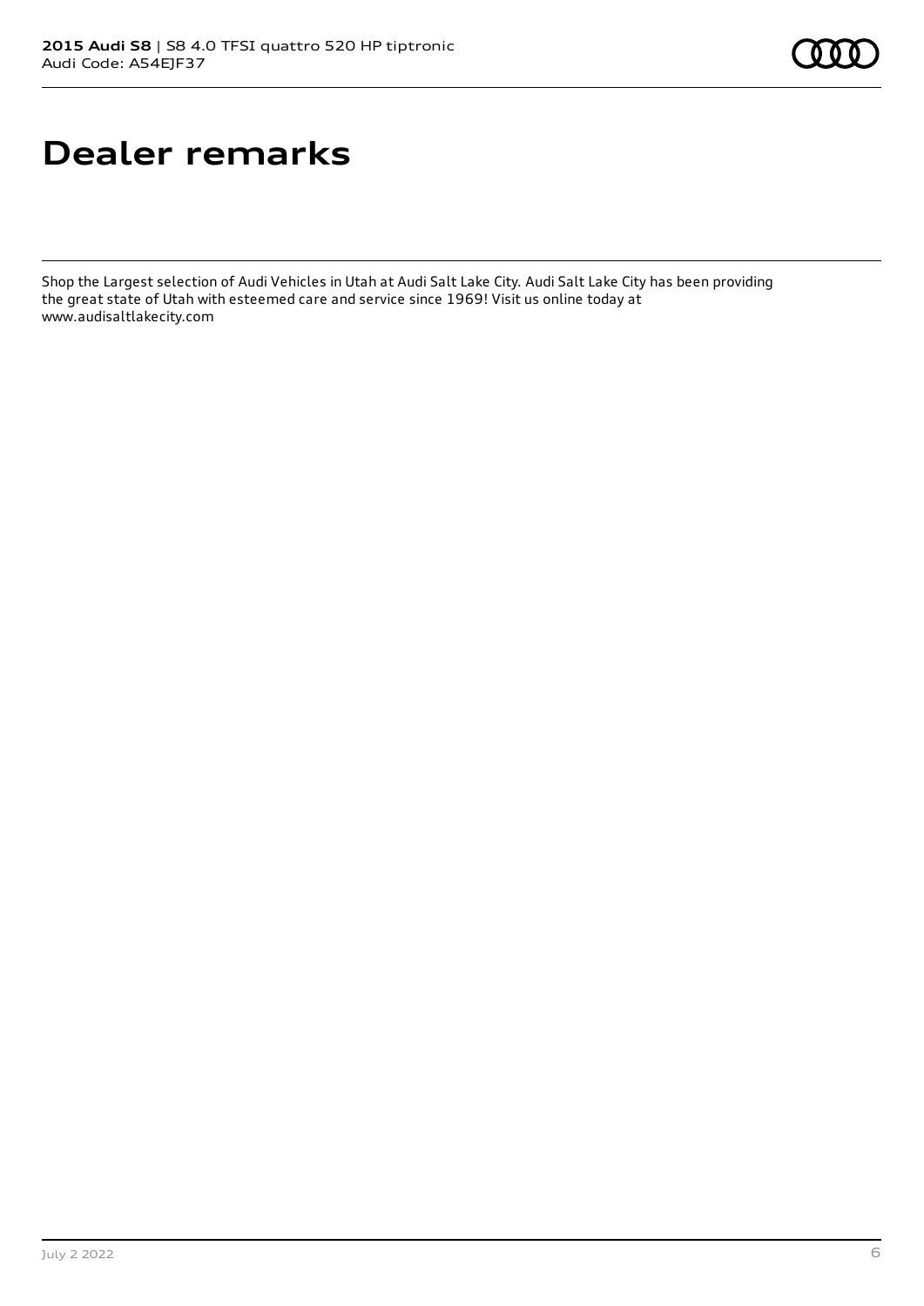# Dealer remarks

Shop the Largest selection of Audi Vehicles in Utah at Audi Salt Lake City. Audi Salt Lake City has been providing the great state of Utah with esteemed care and service since 1969! Visit us online today at www.audisaltlakecity.com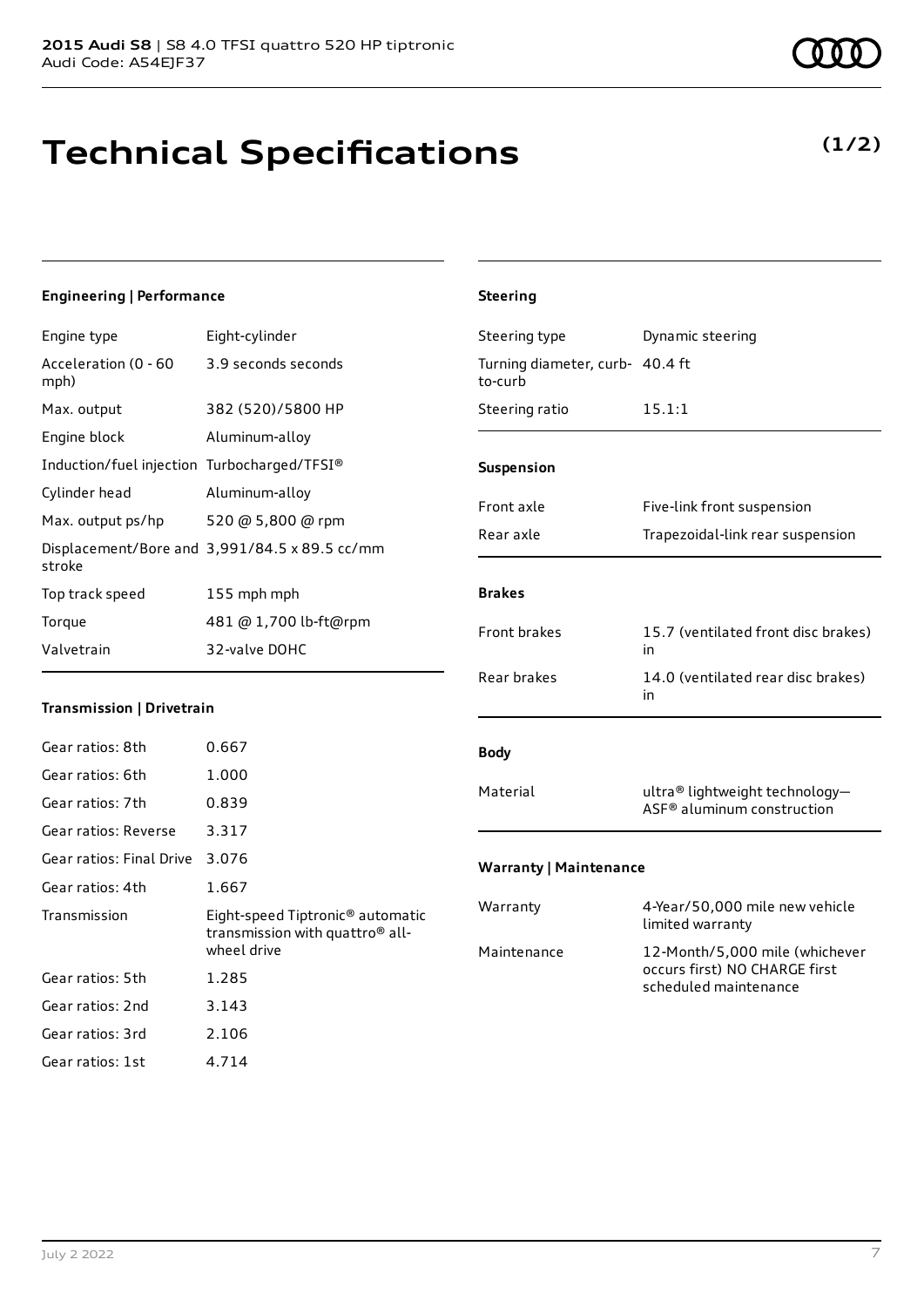# Technical Specifications

**(1/2)**

### Engineering | Performance

| | |
|---|---|
| Engine type | Eight-cylinder |
| Acceleration (0 - 60 mph) | 3.9 seconds seconds |
| Max. output | 382 (520)/5800 HP |
| Engine block | Aluminum-alloy |
| Induction/fuel injection | Turbocharged/TFSI® |
| Cylinder head | Aluminum-alloy |
| Max. output ps/hp | 520 @ 5,800 @ rpm |
| Displacement/Bore and stroke | 3,991/84.5 x 89.5 cc/mm |
| Top track speed | 155 mph mph |
| Torque | 481 @ 1,700 lb-ft@rpm |
| Valvetrain | 32-valve DOHC |

### Transmission | Drivetrain

| | |
|---|---|
| Gear ratios: 8th | 0.667 |
| Gear ratios: 6th | 1.000 |
| Gear ratios: 7th | 0.839 |
| Gear ratios: Reverse | 3.317 |
| Gear ratios: Final Drive | 3.076 |
| Gear ratios: 4th | 1.667 |
| Transmission | Eight-speed Tiptronic® automatic transmission with quattro® all-wheel drive |
| Gear ratios: 5th | 1.285 |
| Gear ratios: 2nd | 3.143 |
| Gear ratios: 3rd | 2.106 |
| Gear ratios: 1st | 4.714 |

### Steering

| | |
|---|---|
| Steering type | Dynamic steering |
| Turning diameter, curb-to-curb | 40.4 ft |
| Steering ratio | 15.1:1 |

### Suspension

| | |
|---|---|
| Front axle | Five-link front suspension |
| Rear axle | Trapezoidal-link rear suspension |

### Brakes

| | |
|---|---|
| Front brakes | 15.7 (ventilated front disc brakes) in |
| Rear brakes | 14.0 (ventilated rear disc brakes) in |

### Body

| | |
|---|---|
| Material | ultra® lightweight technology—ASF® aluminum construction |

### Warranty | Maintenance

| | |
|---|---|
| Warranty | 4-Year/50,000 mile new vehicle limited warranty |
| Maintenance | 12-Month/5,000 mile (whichever occurs first) NO CHARGE first scheduled maintenance |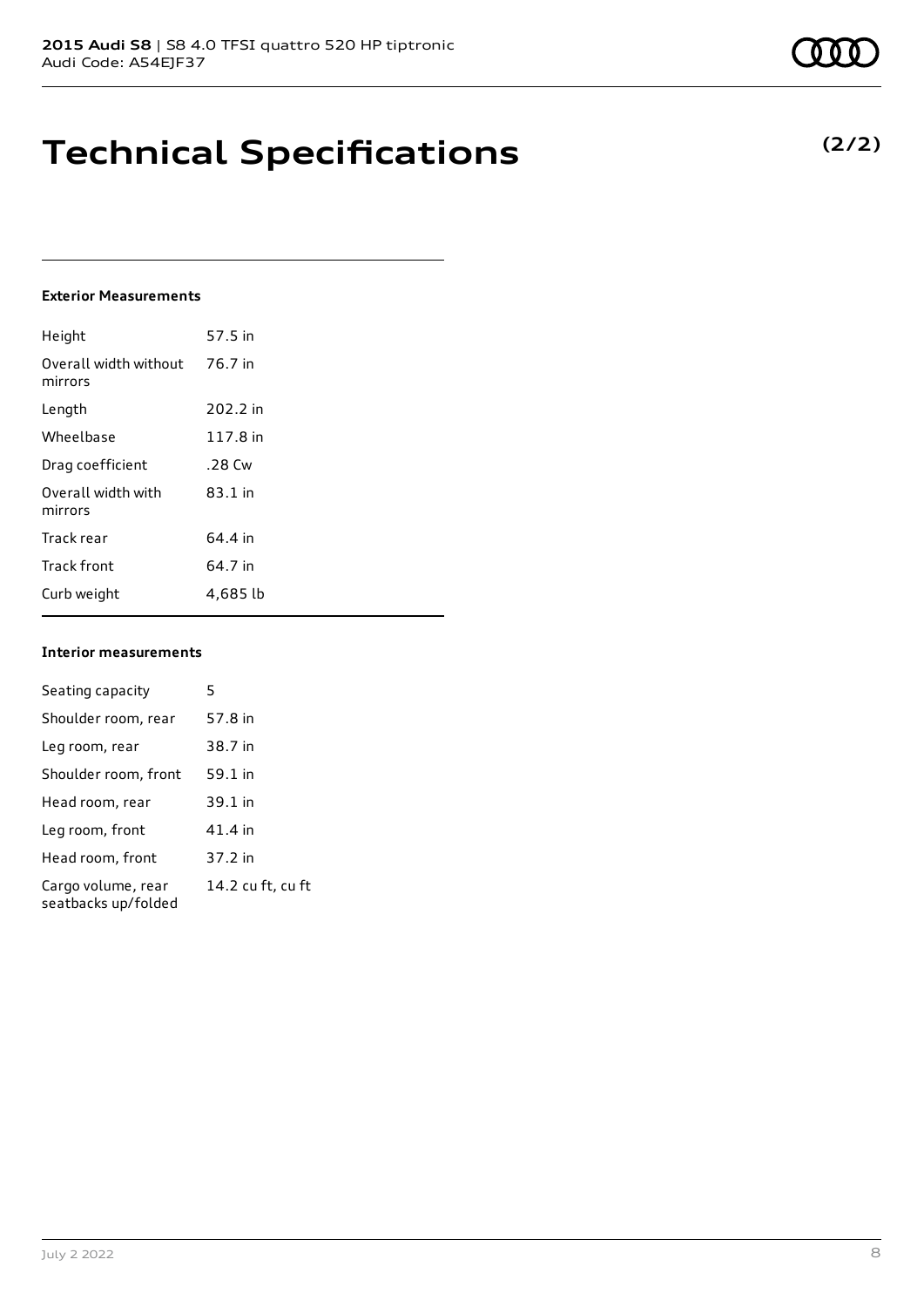# Technical Specifications

**(2/2)**

### Exterior Measurements

| | |
|---|---|
| Height | 57.5 in |
| Overall width without mirrors | 76.7 in |
| Length | 202.2 in |
| Wheelbase | 117.8 in |
| Drag coefficient | .28 Cw |
| Overall width with mirrors | 83.1 in |
| Track rear | 64.4 in |
| Track front | 64.7 in |
| Curb weight | 4,685 lb |

### Interior measurements

| | |
|---|---|
| Seating capacity | 5 |
| Shoulder room, rear | 57.8 in |
| Leg room, rear | 38.7 in |
| Shoulder room, front | 59.1 in |
| Head room, rear | 39.1 in |
| Leg room, front | 41.4 in |
| Head room, front | 37.2 in |
| Cargo volume, rear seatbacks up/folded | 14.2 cu ft, cu ft |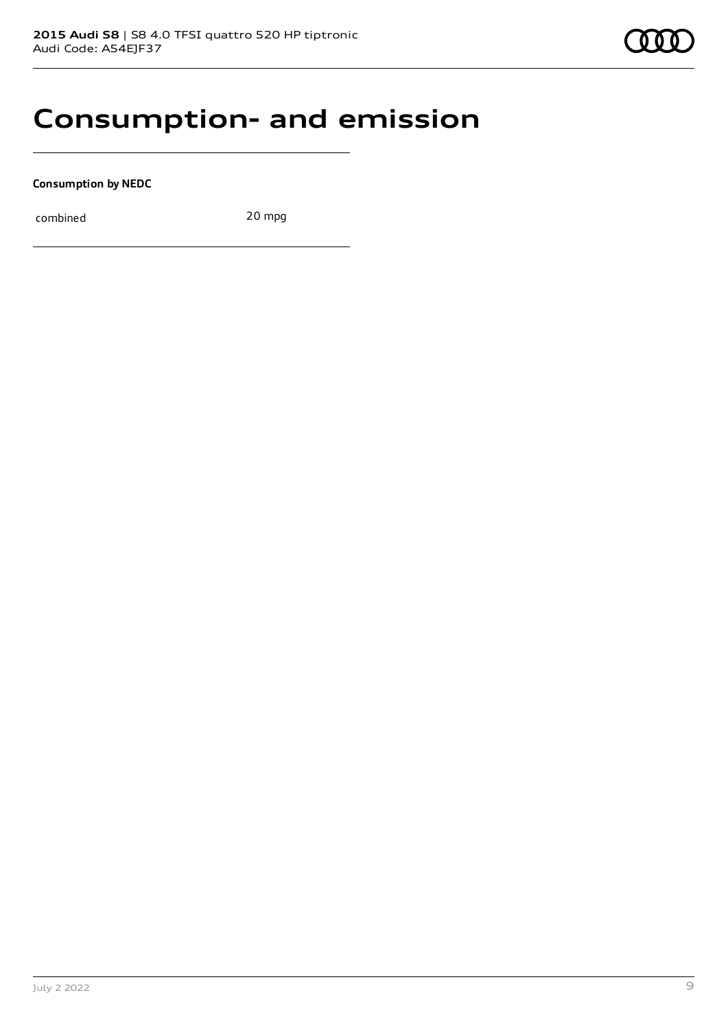# Consumption- and emission

**Consumption by NEDC**

| combined | 20 mpg |
|---|---|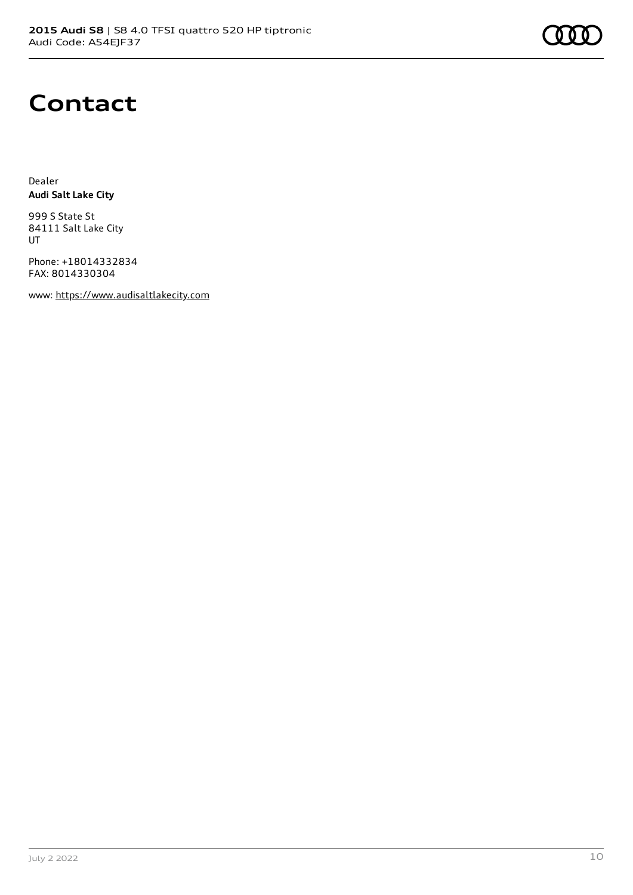# Contact

Dealer
**Audi Salt Lake City**

999 S State St
84111 Salt Lake City
UT

Phone: +18014332834
FAX: 8014330304

www: https://www.audisaltlakecity.com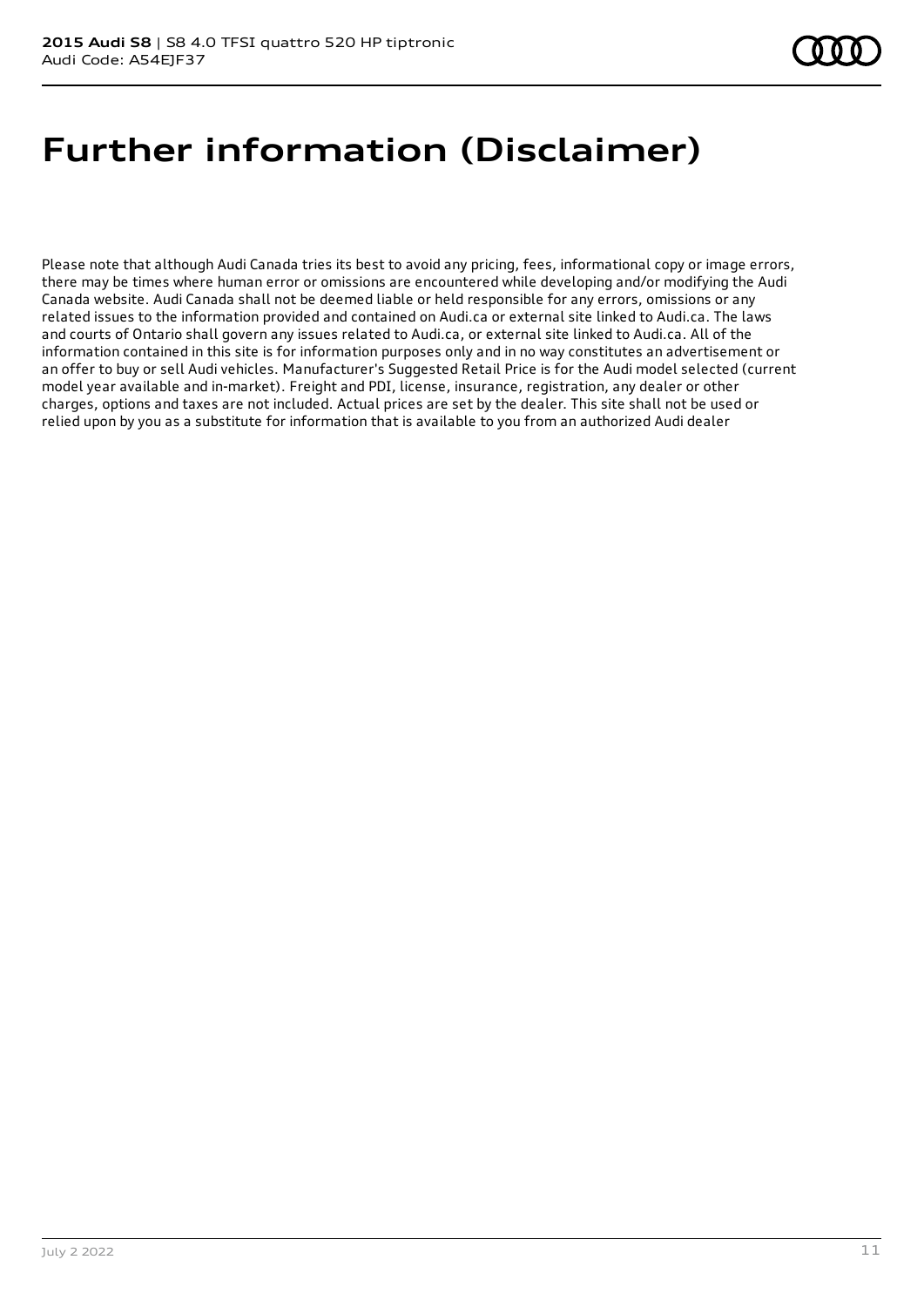# Further information (Disclaimer)

Please note that although Audi Canada tries its best to avoid any pricing, fees, informational copy or image errors, there may be times where human error or omissions are encountered while developing and/or modifying the Audi Canada website. Audi Canada shall not be deemed liable or held responsible for any errors, omissions or any related issues to the information provided and contained on Audi.ca or external site linked to Audi.ca. The laws and courts of Ontario shall govern any issues related to Audi.ca, or external site linked to Audi.ca. All of the information contained in this site is for information purposes only and in no way constitutes an advertisement or an offer to buy or sell Audi vehicles. Manufacturer's Suggested Retail Price is for the Audi model selected (current model year available and in-market). Freight and PDI, license, insurance, registration, any dealer or other charges, options and taxes are not included. Actual prices are set by the dealer. This site shall not be used or relied upon by you as a substitute for information that is available to you from an authorized Audi dealer